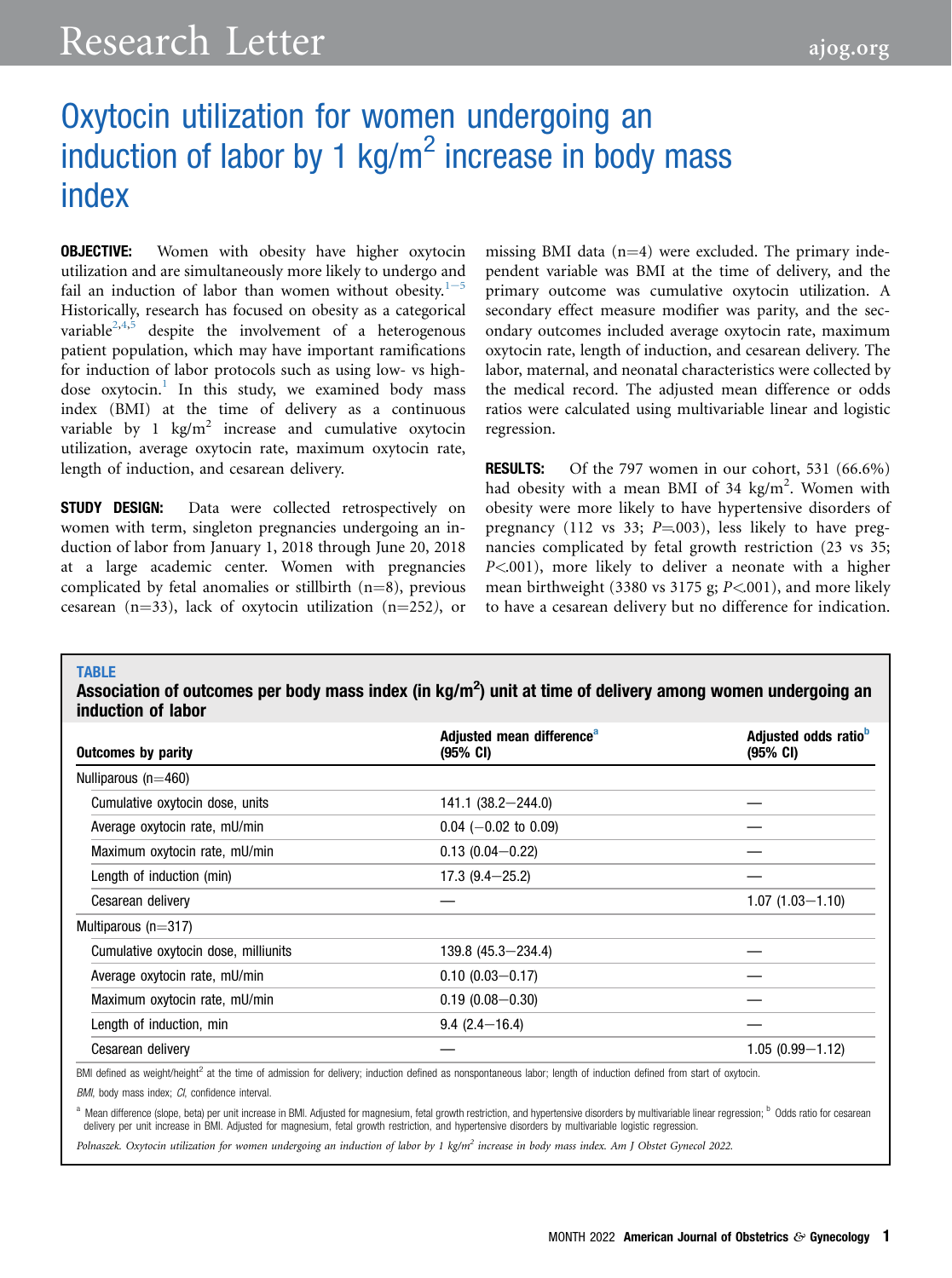# Oxytocin utilization for women undergoing an induction of labor by 1 kg/m$^2$ increase in body mass index

**OBJECTIVE:** Women with obesity have higher oxytocin utilization and are simultaneously more likely to undergo and fail an induction of labor than women without obesity.[1–5] Historically, research has focused on obesity as a categorical variable[2,4,5] despite the involvement of a heterogenous patient population, which may have important ramifications for induction of labor protocols such as using low- vs high-dose oxytocin.[1] In this study, we examined body mass index (BMI) at the time of delivery as a continuous variable by 1 kg/m$^2$ increase and cumulative oxytocin utilization, average oxytocin rate, maximum oxytocin rate, length of induction, and cesarean delivery.

**STUDY DESIGN:** Data were collected retrospectively on women with term, singleton pregnancies undergoing an induction of labor from January 1, 2018 through June 20, 2018 at a large academic center. Women with pregnancies complicated by fetal anomalies or stillbirth (n=8), previous cesarean (n=33), lack of oxytocin utilization (n=252), or missing BMI data (n=4) were excluded. The primary independent variable was BMI at the time of delivery, and the primary outcome was cumulative oxytocin utilization. A secondary effect measure modifier was parity, and the secondary outcomes included average oxytocin rate, maximum oxytocin rate, length of induction, and cesarean delivery. The labor, maternal, and neonatal characteristics were collected by the medical record. The adjusted mean difference or odds ratios were calculated using multivariable linear and logistic regression.

**RESULTS:** Of the 797 women in our cohort, 531 (66.6%) had obesity with a mean BMI of 34 kg/m$^2$. Women with obesity were more likely to have hypertensive disorders of pregnancy (112 vs 33; $P$=.003), less likely to have pregnancies complicated by fetal growth restriction (23 vs 35; $P$<.001), more likely to deliver a neonate with a higher mean birthweight (3380 vs 3175 g; $P$<.001), and more likely to have a cesarean delivery but no difference for indication.

**TABLE**

**Association of outcomes per body mass index (in kg/m$^2$) unit at time of delivery among women undergoing an induction of labor**

| Outcomes by parity | Adjusted mean difference[a] (95% CI) | Adjusted odds ratio[b] (95% CI) |
|---|---|---|
| Nulliparous (n=460) | | |
| Cumulative oxytocin dose, units | 141.1 (38.2–244.0) | — |
| Average oxytocin rate, mU/min | 0.04 (−0.02 to 0.09) | — |
| Maximum oxytocin rate, mU/min | 0.13 (0.04–0.22) | — |
| Length of induction (min) | 17.3 (9.4–25.2) | — |
| Cesarean delivery | — | 1.07 (1.03–1.10) |
| Multiparous (n=317) | | |
| Cumulative oxytocin dose, milliunits | 139.8 (45.3–234.4) | — |
| Average oxytocin rate, mU/min | 0.10 (0.03–0.17) | — |
| Maximum oxytocin rate, mU/min | 0.19 (0.08–0.30) | — |
| Length of induction, min | 9.4 (2.4–16.4) | — |
| Cesarean delivery | — | 1.05 (0.99–1.12) |

BMI defined as weight/height$^2$ at the time of admission for delivery; induction defined as nonspontaneous labor; length of induction defined from start of oxytocin.

*BMI*, body mass index; *CI*, confidence interval.

[a] Mean difference (slope, beta) per unit increase in BMI. Adjusted for magnesium, fetal growth restriction, and hypertensive disorders by multivariable linear regression; [b] Odds ratio for cesarean delivery per unit increase in BMI. Adjusted for magnesium, fetal growth restriction, and hypertensive disorders by multivariable logistic regression.

*Polnaszek. Oxytocin utilization for women undergoing an induction of labor by 1 kg/m$^2$ increase in body mass index. Am J Obstet Gynecol 2022.*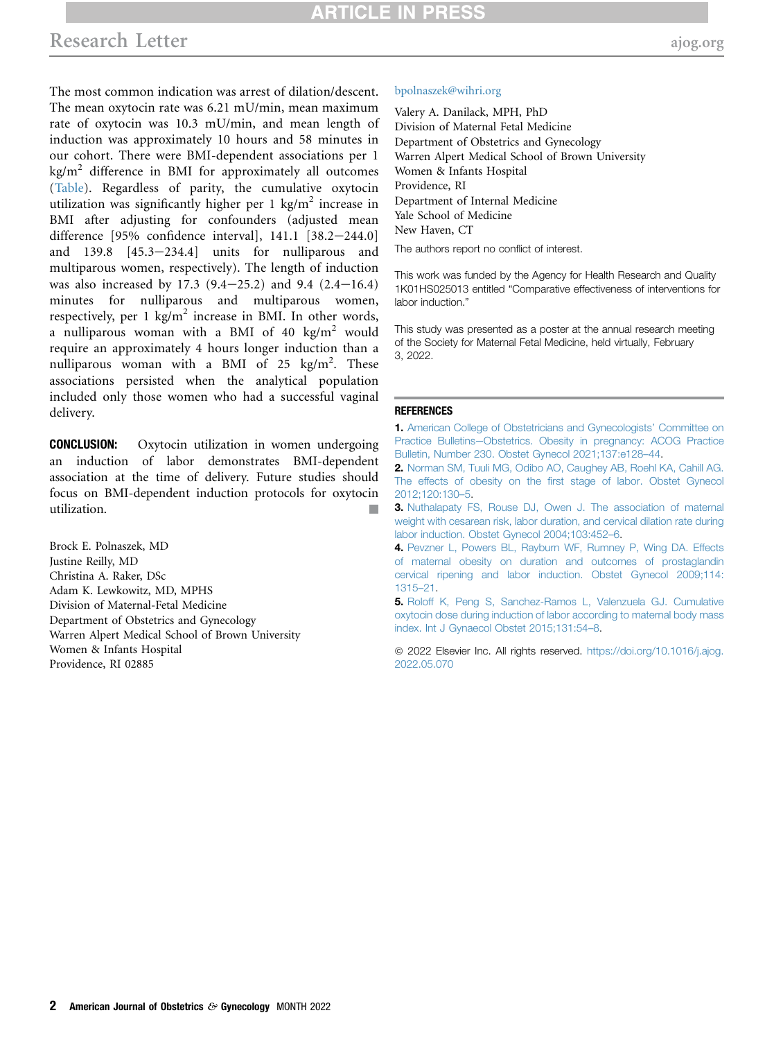The most common indication was arrest of dilation/descent. The mean oxytocin rate was 6.21 mU/min, mean maximum rate of oxytocin was 10.3 mU/min, and mean length of induction was approximately 10 hours and 58 minutes in our cohort. There were BMI-dependent associations per 1 $kg/m^2$ difference in BMI for approximately all outcomes (Table). Regardless of parity, the cumulative oxytocin utilization was significantly higher per 1 $kg/m^2$ increase in BMI after adjusting for confounders (adjusted mean difference [95% confidence interval], 141.1 [38.2−244.0] and 139.8 [45.3−234.4] units for nulliparous and multiparous women, respectively). The length of induction was also increased by 17.3 (9.4−25.2) and 9.4 (2.4−16.4) minutes for nulliparous and multiparous women, respectively, per 1 $kg/m^2$ increase in BMI. In other words, a nulliparous woman with a BMI of 40 $kg/m^2$ would require an approximately 4 hours longer induction than a nulliparous woman with a BMI of 25 $kg/m^2$. These associations persisted when the analytical population included only those women who had a successful vaginal delivery.

**CONCLUSION:** Oxytocin utilization in women undergoing an induction of labor demonstrates BMI-dependent association at the time of delivery. Future studies should focus on BMI-dependent induction protocols for oxytocin utilization.

Brock E. Polnaszek, MD
Justine Reilly, MD
Christina A. Raker, DSc
Adam K. Lewkowitz, MD, MPHS
Division of Maternal-Fetal Medicine
Department of Obstetrics and Gynecology
Warren Alpert Medical School of Brown University
Women & Infants Hospital
Providence, RI 02885
bpolnaszek@wihri.org

Valery A. Danilack, MPH, PhD
Division of Maternal Fetal Medicine
Department of Obstetrics and Gynecology
Warren Alpert Medical School of Brown University
Women & Infants Hospital
Providence, RI
Department of Internal Medicine
Yale School of Medicine
New Haven, CT

The authors report no conflict of interest.

This work was funded by the Agency for Health Research and Quality 1K01HS025013 entitled "Comparative effectiveness of interventions for labor induction."

This study was presented as a poster at the annual research meeting of the Society for Maternal Fetal Medicine, held virtually, February 3, 2022.

## REFERENCES

1. American College of Obstetricians and Gynecologists' Committee on Practice Bulletins−Obstetrics. Obesity in pregnancy: ACOG Practice Bulletin, Number 230. Obstet Gynecol 2021;137:e128–44.
2. Norman SM, Tuuli MG, Odibo AO, Caughey AB, Roehl KA, Cahill AG. The effects of obesity on the first stage of labor. Obstet Gynecol 2012;120:130–5.
3. Nuthalapaty FS, Rouse DJ, Owen J. The association of maternal weight with cesarean risk, labor duration, and cervical dilation rate during labor induction. Obstet Gynecol 2004;103:452–6.
4. Pevzner L, Powers BL, Rayburn WF, Rumney P, Wing DA. Effects of maternal obesity on duration and outcomes of prostaglandin cervical ripening and labor induction. Obstet Gynecol 2009;114:1315–21.
5. Roloff K, Peng S, Sanchez-Ramos L, Valenzuela GJ. Cumulative oxytocin dose during induction of labor according to maternal body mass index. Int J Gynaecol Obstet 2015;131:54–8.

© 2022 Elsevier Inc. All rights reserved. https://doi.org/10.1016/j.ajog.2022.05.070